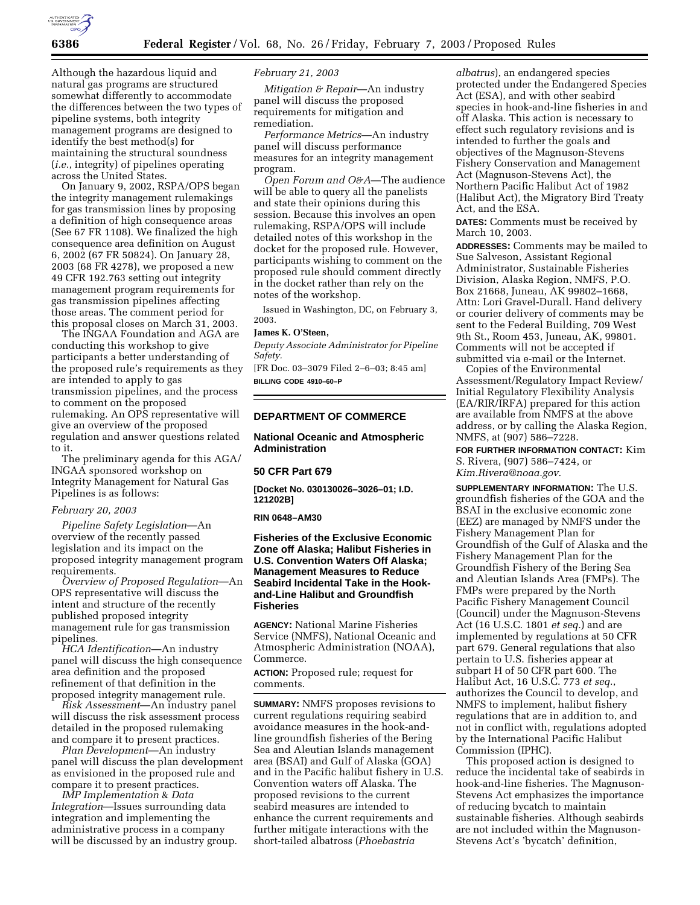Although the hazardous liquid and natural gas programs are structured somewhat differently to accommodate the differences between the two types of pipeline systems, both integrity management programs are designed to identify the best method(s) for maintaining the structural soundness (*i.e.*, integrity) of pipelines operating across the United States.

On January 9, 2002, RSPA/OPS began the integrity management rulemakings for gas transmission lines by proposing a definition of high consequence areas (See 67 FR 1108). We finalized the high consequence area definition on August 6, 2002 (67 FR 50824). On January 28, 2003 (68 FR 4278), we proposed a new 49 CFR 192.763 setting out integrity management program requirements for gas transmission pipelines affecting those areas. The comment period for this proposal closes on March 31, 2003.

The INGAA Foundation and AGA are conducting this workshop to give participants a better understanding of the proposed rule's requirements as they are intended to apply to gas transmission pipelines, and the process to comment on the proposed rulemaking. An OPS representative will give an overview of the proposed regulation and answer questions related to it.

The preliminary agenda for this AGA/INGAA sponsored workshop on Integrity Management for Natural Gas Pipelines is as follows:

*February 20, 2003*

*Pipeline Safety Legislation*—An overview of the recently passed legislation and its impact on the proposed integrity management program requirements.

*Overview of Proposed Regulation*—An OPS representative will discuss the intent and structure of the recently published proposed integrity management rule for gas transmission pipelines.

*HCA Identification*—An industry panel will discuss the high consequence area definition and the proposed refinement of that definition in the proposed integrity management rule.

*Risk Assessment*—An industry panel will discuss the risk assessment process detailed in the proposed rulemaking and compare it to present practices.

*Plan Development*—An industry panel will discuss the plan development as envisioned in the proposed rule and compare it to present practices.

*IMP Implementation & Data Integration*—Issues surrounding data integration and implementing the administrative process in a company will be discussed by an industry group.

*February 21, 2003*

*Mitigation & Repair*—An industry panel will discuss the proposed requirements for mitigation and remediation.

*Performance Metrics*—An industry panel will discuss performance measures for an integrity management program.

*Open Forum and O&A*—The audience will be able to query all the panelists and state their opinions during this session. Because this involves an open rulemaking, RSPA/OPS will include detailed notes of this workshop in the docket for the proposed rule. However, participants wishing to comment on the proposed rule should comment directly in the docket rather than rely on the notes of the workshop.

Issued in Washington, DC, on February 3, 2003.

**James K. O'Steen,**

*Deputy Associate Administrator for Pipeline Safety.*

[FR Doc. 03–3079 Filed 2–6–03; 8:45 am]

**BILLING CODE 4910–60–P**

---

## DEPARTMENT OF COMMERCE

### National Oceanic and Atmospheric Administration

#### 50 CFR Part 679

**[Docket No. 030130026–3026–01; I.D. 121202B]**

**RIN 0648–AM30**

### Fisheries of the Exclusive Economic Zone off Alaska; Halibut Fisheries in U.S. Convention Waters Off Alaska; Management Measures to Reduce Seabird Incidental Take in the Hook-and-Line Halibut and Groundfish Fisheries

**AGENCY:** National Marine Fisheries Service (NMFS), National Oceanic and Atmospheric Administration (NOAA), Commerce.

**ACTION:** Proposed rule; request for comments.

**SUMMARY:** NMFS proposes revisions to current regulations requiring seabird avoidance measures in the hook-and-line groundfish fisheries of the Bering Sea and Aleutian Islands management area (BSAI) and Gulf of Alaska (GOA) and in the Pacific halibut fishery in U.S. Convention waters off Alaska. The proposed revisions to the current seabird measures are intended to enhance the current requirements and further mitigate interactions with the short-tailed albatross (*Phoebastria albatrus*), an endangered species protected under the Endangered Species Act (ESA), and with other seabird species in hook-and-line fisheries in and off Alaska. This action is necessary to effect such regulatory revisions and is intended to further the goals and objectives of the Magnuson-Stevens Fishery Conservation and Management Act (Magnuson-Stevens Act), the Northern Pacific Halibut Act of 1982 (Halibut Act), the Migratory Bird Treaty Act, and the ESA.

**DATES:** Comments must be received by March 10, 2003.

**ADDRESSES:** Comments may be mailed to Sue Salveson, Assistant Regional Administrator, Sustainable Fisheries Division, Alaska Region, NMFS, P.O. Box 21668, Juneau, AK 99802–1668, Attn: Lori Gravel-Durall. Hand delivery or courier delivery of comments may be sent to the Federal Building, 709 West 9th St., Room 453, Juneau, AK, 99801. Comments will not be accepted if submitted via e-mail or the Internet.

Copies of the Environmental Assessment/Regulatory Impact Review/Initial Regulatory Flexibility Analysis (EA/RIR/IRFA) prepared for this action are available from NMFS at the above address, or by calling the Alaska Region, NMFS, at (907) 586–7228.

**FOR FURTHER INFORMATION CONTACT:** Kim S. Rivera, (907) 586–7424, or *Kim.Rivera@noaa.gov*.

**SUPPLEMENTARY INFORMATION:** The U.S. groundfish fisheries of the GOA and the BSAI in the exclusive economic zone (EEZ) are managed by NMFS under the Fishery Management Plan for Groundfish of the Gulf of Alaska and the Fishery Management Plan for the Groundfish Fishery of the Bering Sea and Aleutian Islands Area (FMPs). The FMPs were prepared by the North Pacific Fishery Management Council (Council) under the Magnuson-Stevens Act (16 U.S.C. 1801 *et seq.*) and are implemented by regulations at 50 CFR part 679. General regulations that also pertain to U.S. fisheries appear at subpart H of 50 CFR part 600. The Halibut Act, 16 U.S.C. 773 *et seq.*, authorizes the Council to develop, and NMFS to implement, halibut fishery regulations that are in addition to, and not in conflict with, regulations adopted by the International Pacific Halibut Commission (IPHC).

This proposed action is designed to reduce the incidental take of seabirds in hook-and-line fisheries. The Magnuson-Stevens Act emphasizes the importance of reducing bycatch to maintain sustainable fisheries. Although seabirds are not included within the Magnuson-Stevens Act's 'bycatch' definition,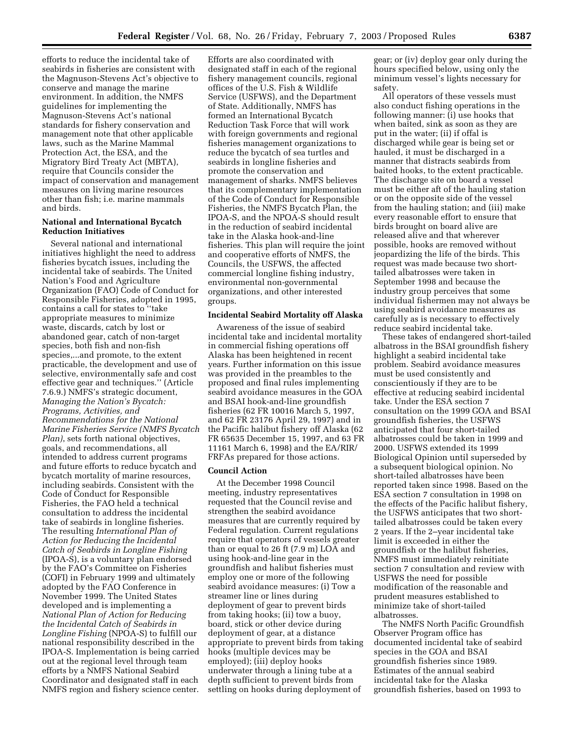efforts to reduce the incidental take of seabirds in fisheries are consistent with the Magnuson-Stevens Act's objective to conserve and manage the marine environment. In addition, the NMFS guidelines for implementing the Magnuson-Stevens Act's national standards for fishery conservation and management note that other applicable laws, such as the Marine Mammal Protection Act, the ESA, and the Migratory Bird Treaty Act (MBTA), require that Councils consider the impact of conservation and management measures on living marine resources other than fish; i.e. marine mammals and birds.

**National and International Bycatch Reduction Initiatives**

Several national and international initiatives highlight the need to address fisheries bycatch issues, including the incidental take of seabirds. The United Nation's Food and Agriculture Organization (FAO) Code of Conduct for Responsible Fisheries, adopted in 1995, contains a call for states to ''take appropriate measures to minimize waste, discards, catch by lost or abandoned gear, catch of non-target species, both fish and non-fish species,...and promote, to the extent practicable, the development and use of selective, environmentally safe and cost effective gear and techniques.'' (Article 7.6.9.) NMFS's strategic document, *Managing the Nation's Bycatch: Programs, Activities, and Recommendations for the National Marine Fisheries Service (NMFS Bycatch Plan)*, sets forth national objectives, goals, and recommendations, all intended to address current programs and future efforts to reduce bycatch and bycatch mortality of marine resources, including seabirds. Consistent with the Code of Conduct for Responsible Fisheries, the FAO held a technical consultation to address the incidental take of seabirds in longline fisheries. The resulting *International Plan of Action for Reducing the Incidental Catch of Seabirds in Longline Fishing* (IPOA-S), is a voluntary plan endorsed by the FAO's Committee on Fisheries (COFI) in February 1999 and ultimately adopted by the FAO Conference in November 1999. The United States developed and is implementing a *National Plan of Action for Reducing the Incidental Catch of Seabirds in Longline Fishing* (NPOA-S) to fulfill our national responsibility described in the IPOA-S. Implementation is being carried out at the regional level through team efforts by a NMFS National Seabird Coordinator and designated staff in each NMFS region and fishery science center. Efforts are also coordinated with designated staff in each of the regional fishery management councils, regional offices of the U.S. Fish & Wildlife Service (USFWS), and the Department of State. Additionally, NMFS has formed an International Bycatch Reduction Task Force that will work with foreign governments and regional fisheries management organizations to reduce the bycatch of sea turtles and seabirds in longline fisheries and promote the conservation and management of sharks. NMFS believes that its complementary implementation of the Code of Conduct for Responsible Fisheries, the NMFS Bycatch Plan, the IPOA-S, and the NPOA-S should result in the reduction of seabird incidental take in the Alaska hook-and-line fisheries. This plan will require the joint and cooperative efforts of NMFS, the Councils, the USFWS, the affected commercial longline fishing industry, environmental non-governmental organizations, and other interested groups.

**Incidental Seabird Mortality off Alaska**

Awareness of the issue of seabird incidental take and incidental mortality in commercial fishing operations off Alaska has been heightened in recent years. Further information on this issue was provided in the preambles to the proposed and final rules implementing seabird avoidance measures in the GOA and BSAI hook-and-line groundfish fisheries (62 FR 10016 March 5, 1997, and 62 FR 23176 April 29, 1997) and in the Pacific halibut fishery off Alaska (62 FR 65635 December 15, 1997, and 63 FR 11161 March 6, 1998) and the EA/RIR/FRFAs prepared for those actions.

**Council Action**

At the December 1998 Council meeting, industry representatives requested that the Council revise and strengthen the seabird avoidance measures that are currently required by Federal regulation. Current regulations require that operators of vessels greater than or equal to 26 ft (7.9 m) LOA and using hook-and-line gear in the groundfish and halibut fisheries must employ one or more of the following seabird avoidance measures: (i) Tow a streamer line or lines during deployment of gear to prevent birds from taking hooks; (ii) tow a buoy, board, stick or other device during deployment of gear, at a distance appropriate to prevent birds from taking hooks (multiple devices may be employed); (iii) deploy hooks underwater through a lining tube at a depth sufficient to prevent birds from settling on hooks during deployment of gear; or (iv) deploy gear only during the hours specified below, using only the minimum vessel's lights necessary for safety.

All operators of these vessels must also conduct fishing operations in the following manner: (i) use hooks that when baited, sink as soon as they are put in the water; (ii) if offal is discharged while gear is being set or hauled, it must be discharged in a manner that distracts seabirds from baited hooks, to the extent practicable. The discharge site on board a vessel must be either aft of the hauling station or on the opposite side of the vessel from the hauling station; and (iii) make every reasonable effort to ensure that birds brought on board alive are released alive and that wherever possible, hooks are removed without jeopardizing the life of the birds. This request was made because two short-tailed albatrosses were taken in September 1998 and because the industry group perceives that some individual fishermen may not always be using seabird avoidance measures as carefully as is necessary to effectively reduce seabird incidental take.

These takes of endangered short-tailed albatross in the BSAI groundfish fishery highlight a seabird incidental take problem. Seabird avoidance measures must be used consistently and conscientiously if they are to be effective at reducing seabird incidental take. Under the ESA section 7 consultation on the 1999 GOA and BSAI groundfish fisheries, the USFWS anticipated that four short-tailed albatrosses could be taken in 1999 and 2000. USFWS extended its 1999 Biological Opinion until superseded by a subsequent biological opinion. No short-tailed albatrosses have been reported taken since 1998. Based on the ESA section 7 consultation in 1998 on the effects of the Pacific halibut fishery, the USFWS anticipates that two short-tailed albatrosses could be taken every 2 years. If the 2–year incidental take limit is exceeded in either the groundfish or the halibut fisheries, NMFS must immediately reinitiate section 7 consultation and review with USFWS the need for possible modification of the reasonable and prudent measures established to minimize take of short-tailed albatrosses.

The NMFS North Pacific Groundfish Observer Program office has documented incidental take of seabird species in the GOA and BSAI groundfish fisheries since 1989. Estimates of the annual seabird incidental take for the Alaska groundfish fisheries, based on 1993 to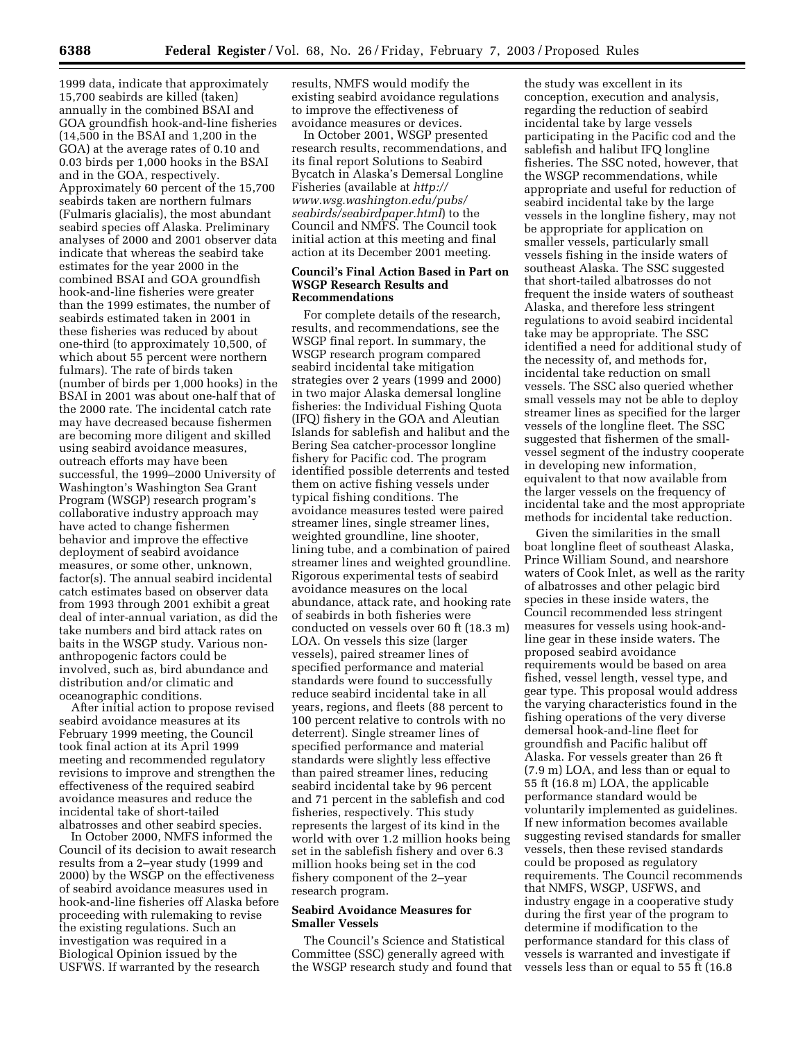1999 data, indicate that approximately 15,700 seabirds are killed (taken) annually in the combined BSAI and GOA groundfish hook-and-line fisheries (14,500 in the BSAI and 1,200 in the GOA) at the average rates of 0.10 and 0.03 birds per 1,000 hooks in the BSAI and in the GOA, respectively. Approximately 60 percent of the 15,700 seabirds taken are northern fulmars (Fulmaris glacialis), the most abundant seabird species off Alaska. Preliminary analyses of 2000 and 2001 observer data indicate that whereas the seabird take estimates for the year 2000 in the combined BSAI and GOA groundfish hook-and-line fisheries were greater than the 1999 estimates, the number of seabirds estimated taken in 2001 in these fisheries was reduced by about one-third (to approximately 10,500, of which about 55 percent were northern fulmars). The rate of birds taken (number of birds per 1,000 hooks) in the BSAI in 2001 was about one-half that of the 2000 rate. The incidental catch rate may have decreased because fishermen are becoming more diligent and skilled using seabird avoidance measures, outreach efforts may have been successful, the 1999–2000 University of Washington's Washington Sea Grant Program (WSGP) research program's collaborative industry approach may have acted to change fishermen behavior and improve the effective deployment of seabird avoidance measures, or some other, unknown, factor(s). The annual seabird incidental catch estimates based on observer data from 1993 through 2001 exhibit a great deal of inter-annual variation, as did the take numbers and bird attack rates on baits in the WSGP study. Various non-anthropogenic factors could be involved, such as, bird abundance and distribution and/or climatic and oceanographic conditions.

After initial action to propose revised seabird avoidance measures at its February 1999 meeting, the Council took final action at its April 1999 meeting and recommended regulatory revisions to improve and strengthen the effectiveness of the required seabird avoidance measures and reduce the incidental take of short-tailed albatrosses and other seabird species.

In October 2000, NMFS informed the Council of its decision to await research results from a 2–year study (1999 and 2000) by the WSGP on the effectiveness of seabird avoidance measures used in hook-and-line fisheries off Alaska before proceeding with rulemaking to revise the existing regulations. Such an investigation was required in a Biological Opinion issued by the USFWS. If warranted by the research results, NMFS would modify the existing seabird avoidance regulations to improve the effectiveness of avoidance measures or devices.

In October 2001, WSGP presented research results, recommendations, and its final report Solutions to Seabird Bycatch in Alaska's Demersal Longline Fisheries (available at *http://www.wsg.washington.edu/pubs/seabirds/seabirdpaper.html*) to the Council and NMFS. The Council took initial action at this meeting and final action at its December 2001 meeting.

**Council's Final Action Based in Part on WSGP Research Results and Recommendations**

For complete details of the research, results, and recommendations, see the WSGP final report. In summary, the WSGP research program compared seabird incidental take mitigation strategies over 2 years (1999 and 2000) in two major Alaska demersal longline fisheries: the Individual Fishing Quota (IFQ) fishery in the GOA and Aleutian Islands for sablefish and halibut and the Bering Sea catcher-processor longline fishery for Pacific cod. The program identified possible deterrents and tested them on active fishing vessels under typical fishing conditions. The avoidance measures tested were paired streamer lines, single streamer lines, weighted groundline, line shooter, lining tube, and a combination of paired streamer lines and weighted groundline. Rigorous experimental tests of seabird avoidance measures on the local abundance, attack rate, and hooking rate of seabirds in both fisheries were conducted on vessels over 60 ft (18.3 m) LOA. On vessels this size (larger vessels), paired streamer lines of specified performance and material standards were found to successfully reduce seabird incidental take in all years, regions, and fleets (88 percent to 100 percent relative to controls with no deterrent). Single streamer lines of specified performance and material standards were slightly less effective than paired streamer lines, reducing seabird incidental take by 96 percent and 71 percent in the sablefish and cod fisheries, respectively. This study represents the largest of its kind in the world with over 1.2 million hooks being set in the sablefish fishery and over 6.3 million hooks being set in the cod fishery component of the 2–year research program.

**Seabird Avoidance Measures for Smaller Vessels**

The Council's Science and Statistical Committee (SSC) generally agreed with the WSGP research study and found that the study was excellent in its conception, execution and analysis, regarding the reduction of seabird incidental take by large vessels participating in the Pacific cod and the sablefish and halibut IFQ longline fisheries. The SSC noted, however, that the WSGP recommendations, while appropriate and useful for reduction of seabird incidental take by the large vessels in the longline fishery, may not be appropriate for application on smaller vessels, particularly small vessels fishing in the inside waters of southeast Alaska. The SSC suggested that short-tailed albatrosses do not frequent the inside waters of southeast Alaska, and therefore less stringent regulations to avoid seabird incidental take may be appropriate. The SSC identified a need for additional study of the necessity of, and methods for, incidental take reduction on small vessels. The SSC also queried whether small vessels may not be able to deploy streamer lines as specified for the larger vessels of the longline fleet. The SSC suggested that fishermen of the small-vessel segment of the industry cooperate in developing new information, equivalent to that now available from the larger vessels on the frequency of incidental take and the most appropriate methods for incidental take reduction.

Given the similarities in the small boat longline fleet of southeast Alaska, Prince William Sound, and nearshore waters of Cook Inlet, as well as the rarity of albatrosses and other pelagic bird species in these inside waters, the Council recommended less stringent measures for vessels using hook-and-line gear in these inside waters. The proposed seabird avoidance requirements would be based on area fished, vessel length, vessel type, and gear type. This proposal would address the varying characteristics found in the fishing operations of the very diverse demersal hook-and-line fleet for groundfish and Pacific halibut off Alaska. For vessels greater than 26 ft (7.9 m) LOA, and less than or equal to 55 ft (16.8 m) LOA, the applicable performance standard would be voluntarily implemented as guidelines. If new information becomes available suggesting revised standards for smaller vessels, then these revised standards could be proposed as regulatory requirements. The Council recommends that NMFS, WSGP, USFWS, and industry engage in a cooperative study during the first year of the program to determine if modification to the performance standard for this class of vessels is warranted and investigate if vessels less than or equal to 55 ft (16.8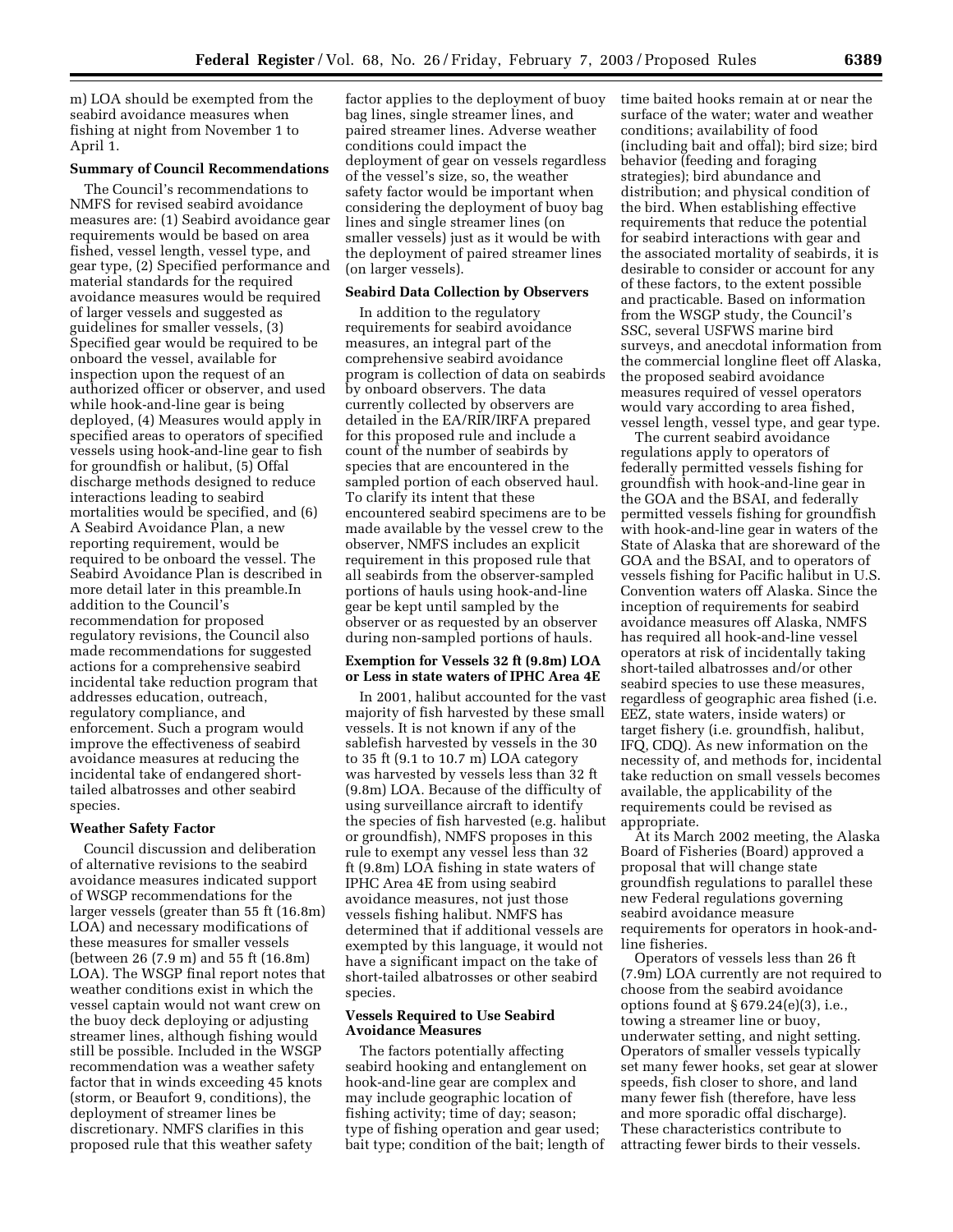m) LOA should be exempted from the seabird avoidance measures when fishing at night from November 1 to April 1.

**Summary of Council Recommendations**

The Council's recommendations to NMFS for revised seabird avoidance measures are: (1) Seabird avoidance gear requirements would be based on area fished, vessel length, vessel type, and gear type, (2) Specified performance and material standards for the required avoidance measures would be required of larger vessels and suggested as guidelines for smaller vessels, (3) Specified gear would be required to be onboard the vessel, available for inspection upon the request of an authorized officer or observer, and used while hook-and-line gear is being deployed, (4) Measures would apply in specified areas to operators of specified vessels using hook-and-line gear to fish for groundfish or halibut, (5) Offal discharge methods designed to reduce interactions leading to seabird mortalities would be specified, and (6) A Seabird Avoidance Plan, a new reporting requirement, would be required to be onboard the vessel. The Seabird Avoidance Plan is described in more detail later in this preamble.In addition to the Council's recommendation for proposed regulatory revisions, the Council also made recommendations for suggested actions for a comprehensive seabird incidental take reduction program that addresses education, outreach, regulatory compliance, and enforcement. Such a program would improve the effectiveness of seabird avoidance measures at reducing the incidental take of endangered short-tailed albatrosses and other seabird species.

**Weather Safety Factor**

Council discussion and deliberation of alternative revisions to the seabird avoidance measures indicated support of WSGP recommendations for the larger vessels (greater than 55 ft (16.8m) LOA) and necessary modifications of these measures for smaller vessels (between 26 (7.9 m) and 55 ft (16.8m) LOA). The WSGP final report notes that weather conditions exist in which the vessel captain would not want crew on the buoy deck deploying or adjusting streamer lines, although fishing would still be possible. Included in the WSGP recommendation was a weather safety factor that in winds exceeding 45 knots (storm, or Beaufort 9, conditions), the deployment of streamer lines be discretionary. NMFS clarifies in this proposed rule that this weather safety factor applies to the deployment of buoy bag lines, single streamer lines, and paired streamer lines. Adverse weather conditions could impact the deployment of gear on vessels regardless of the vessel's size, so, the weather safety factor would be important when considering the deployment of buoy bag lines and single streamer lines (on smaller vessels) just as it would be with the deployment of paired streamer lines (on larger vessels).

**Seabird Data Collection by Observers**

In addition to the regulatory requirements for seabird avoidance measures, an integral part of the comprehensive seabird avoidance program is collection of data on seabirds by onboard observers. The data currently collected by observers are detailed in the EA/RIR/IRFA prepared for this proposed rule and include a count of the number of seabirds by species that are encountered in the sampled portion of each observed haul. To clarify its intent that these encountered seabird specimens are to be made available by the vessel crew to the observer, NMFS includes an explicit requirement in this proposed rule that all seabirds from the observer-sampled portions of hauls using hook-and-line gear be kept until sampled by the observer or as requested by an observer during non-sampled portions of hauls.

**Exemption for Vessels 32 ft (9.8m) LOA or Less in state waters of IPHC Area 4E**

In 2001, halibut accounted for the vast majority of fish harvested by these small vessels. It is not known if any of the sablefish harvested by vessels in the 30 to 35 ft (9.1 to 10.7 m) LOA category was harvested by vessels less than 32 ft (9.8m) LOA. Because of the difficulty of using surveillance aircraft to identify the species of fish harvested (e.g. halibut or groundfish), NMFS proposes in this rule to exempt any vessel less than 32 ft (9.8m) LOA fishing in state waters of IPHC Area 4E from using seabird avoidance measures, not just those vessels fishing halibut. NMFS has determined that if additional vessels are exempted by this language, it would not have a significant impact on the take of short-tailed albatrosses or other seabird species.

**Vessels Required to Use Seabird Avoidance Measures**

The factors potentially affecting seabird hooking and entanglement on hook-and-line gear are complex and may include geographic location of fishing activity; time of day; season; type of fishing operation and gear used; bait type; condition of the bait; length of time baited hooks remain at or near the surface of the water; water and weather conditions; availability of food (including bait and offal); bird size; bird behavior (feeding and foraging strategies); bird abundance and distribution; and physical condition of the bird. When establishing effective requirements that reduce the potential for seabird interactions with gear and the associated mortality of seabirds, it is desirable to consider or account for any of these factors, to the extent possible and practicable. Based on information from the WSGP study, the Council's SSC, several USFWS marine bird surveys, and anecdotal information from the commercial longline fleet off Alaska, the proposed seabird avoidance measures required of vessel operators would vary according to area fished, vessel length, vessel type, and gear type.

The current seabird avoidance regulations apply to operators of federally permitted vessels fishing for groundfish with hook-and-line gear in the GOA and the BSAI, and federally permitted vessels fishing for groundfish with hook-and-line gear in waters of the State of Alaska that are shoreward of the GOA and the BSAI, and to operators of vessels fishing for Pacific halibut in U.S. Convention waters off Alaska. Since the inception of requirements for seabird avoidance measures off Alaska, NMFS has required all hook-and-line vessel operators at risk of incidentally taking short-tailed albatrosses and/or other seabird species to use these measures, regardless of geographic area fished (i.e. EEZ, state waters, inside waters) or target fishery (i.e. groundfish, halibut, IFQ, CDQ). As new information on the necessity of, and methods for, incidental take reduction on small vessels becomes available, the applicability of the requirements could be revised as appropriate.

At its March 2002 meeting, the Alaska Board of Fisheries (Board) approved a proposal that will change state groundfish regulations to parallel these new Federal regulations governing seabird avoidance measure requirements for operators in hook-and-line fisheries.

Operators of vessels less than 26 ft (7.9m) LOA currently are not required to choose from the seabird avoidance options found at § 679.24(e)(3), i.e., towing a streamer line or buoy, underwater setting, and night setting. Operators of smaller vessels typically set many fewer hooks, set gear at slower speeds, fish closer to shore, and land many fewer fish (therefore, have less and more sporadic offal discharge). These characteristics contribute to attracting fewer birds to their vessels.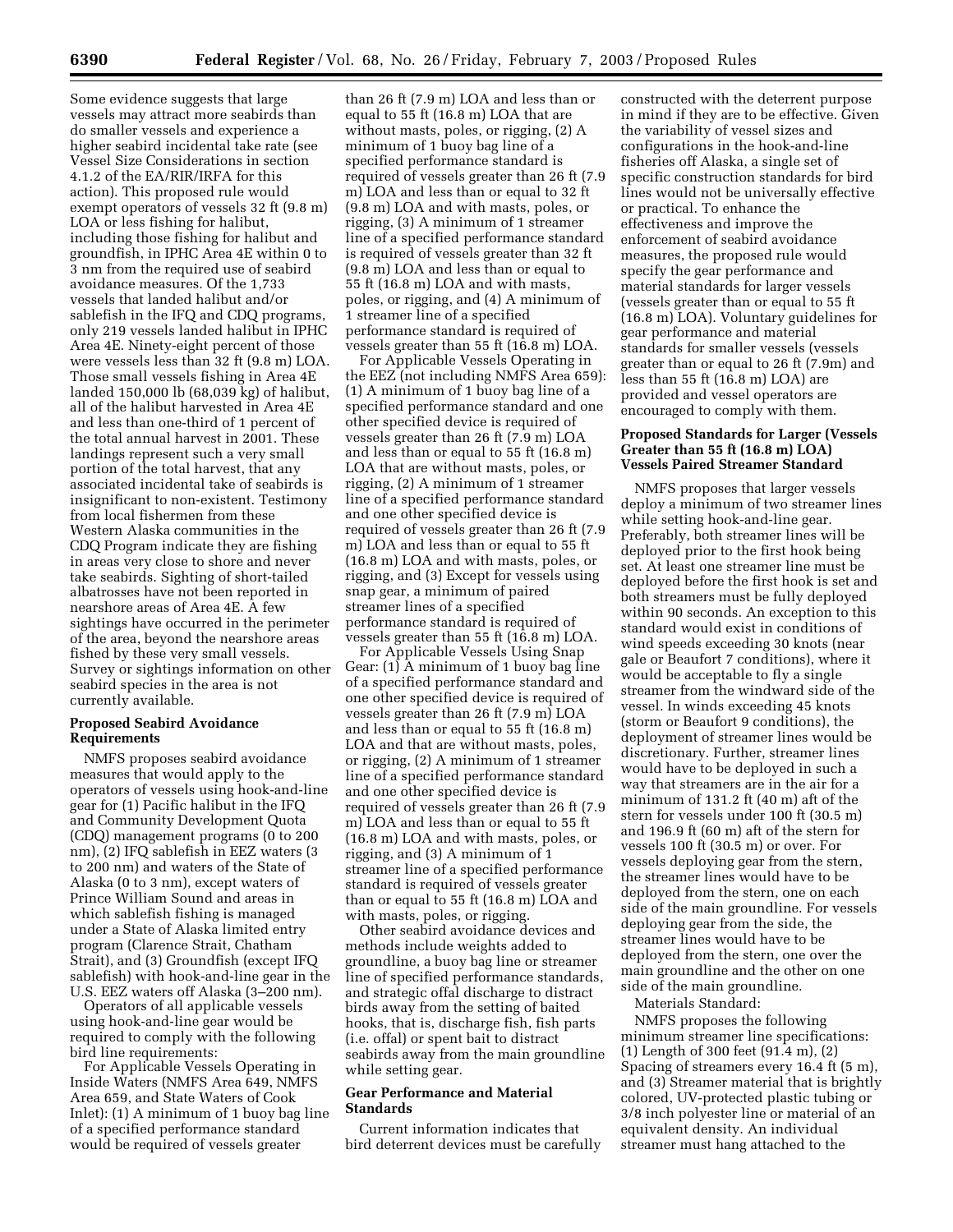Some evidence suggests that large vessels may attract more seabirds than do smaller vessels and experience a higher seabird incidental take rate (see Vessel Size Considerations in section 4.1.2 of the EA/RIR/IRFA for this action). This proposed rule would exempt operators of vessels 32 ft (9.8 m) LOA or less fishing for halibut, including those fishing for halibut and groundfish, in IPHC Area 4E within 0 to 3 nm from the required use of seabird avoidance measures. Of the 1,733 vessels that landed halibut and/or sablefish in the IFQ and CDQ programs, only 219 vessels landed halibut in IPHC Area 4E. Ninety-eight percent of those were vessels less than 32 ft (9.8 m) LOA. Those small vessels fishing in Area 4E landed 150,000 lb (68,039 kg) of halibut, all of the halibut harvested in Area 4E and less than one-third of 1 percent of the total annual harvest in 2001. These landings represent such a very small portion of the total harvest, that any associated incidental take of seabirds is insignificant to non-existent. Testimony from local fishermen from these Western Alaska communities in the CDQ Program indicate they are fishing in areas very close to shore and never take seabirds. Sighting of short-tailed albatrosses have not been reported in nearshore areas of Area 4E. A few sightings have occurred in the perimeter of the area, beyond the nearshore areas fished by these very small vessels. Survey or sightings information on other seabird species in the area is not currently available.

**Proposed Seabird Avoidance Requirements**

NMFS proposes seabird avoidance measures that would apply to the operators of vessels using hook-and-line gear for (1) Pacific halibut in the IFQ and Community Development Quota (CDQ) management programs (0 to 200 nm), (2) IFQ sablefish in EEZ waters (3 to 200 nm) and waters of the State of Alaska (0 to 3 nm), except waters of Prince William Sound and areas in which sablefish fishing is managed under a State of Alaska limited entry program (Clarence Strait, Chatham Strait), and (3) Groundfish (except IFQ sablefish) with hook-and-line gear in the U.S. EEZ waters off Alaska (3–200 nm).

Operators of all applicable vessels using hook-and-line gear would be required to comply with the following bird line requirements:

For Applicable Vessels Operating in Inside Waters (NMFS Area 649, NMFS Area 659, and State Waters of Cook Inlet): (1) A minimum of 1 buoy bag line of a specified performance standard would be required of vessels greater than 26 ft (7.9 m) LOA and less than or equal to 55 ft (16.8 m) LOA that are without masts, poles, or rigging, (2) A minimum of 1 buoy bag line of a specified performance standard is required of vessels greater than 26 ft (7.9 m) LOA and less than or equal to 32 ft (9.8 m) LOA and with masts, poles, or rigging, (3) A minimum of 1 streamer line of a specified performance standard is required of vessels greater than 32 ft (9.8 m) LOA and less than or equal to 55 ft (16.8 m) LOA and with masts, poles, or rigging, and (4) A minimum of 1 streamer line of a specified performance standard is required of vessels greater than 55 ft (16.8 m) LOA.

For Applicable Vessels Operating in the EEZ (not including NMFS Area 659): (1) A minimum of 1 buoy bag line of a specified performance standard and one other specified device is required of vessels greater than 26 ft (7.9 m) LOA and less than or equal to 55 ft (16.8 m) LOA that are without masts, poles, or rigging, (2) A minimum of 1 streamer line of a specified performance standard and one other specified device is required of vessels greater than 26 ft (7.9 m) LOA and less than or equal to 55 ft (16.8 m) LOA and with masts, poles, or rigging, and (3) Except for vessels using snap gear, a minimum of paired streamer lines of a specified performance standard is required of vessels greater than 55 ft (16.8 m) LOA.

For Applicable Vessels Using Snap Gear: (1) A minimum of 1 buoy bag line of a specified performance standard and one other specified device is required of vessels greater than 26 ft (7.9 m) LOA and less than or equal to 55 ft (16.8 m) LOA and that are without masts, poles, or rigging, (2) A minimum of 1 streamer line of a specified performance standard and one other specified device is required of vessels greater than 26 ft (7.9 m) LOA and less than or equal to 55 ft (16.8 m) LOA and with masts, poles, or rigging, and (3) A minimum of 1 streamer line of a specified performance standard is required of vessels greater than or equal to 55 ft (16.8 m) LOA and with masts, poles, or rigging.

Other seabird avoidance devices and methods include weights added to groundline, a buoy bag line or streamer line of specified performance standards, and strategic offal discharge to distract birds away from the setting of baited hooks, that is, discharge fish, fish parts (i.e. offal) or spent bait to distract seabirds away from the main groundline while setting gear.

**Gear Performance and Material Standards**

Current information indicates that bird deterrent devices must be carefully constructed with the deterrent purpose in mind if they are to be effective. Given the variability of vessel sizes and configurations in the hook-and-line fisheries off Alaska, a single set of specific construction standards for bird lines would not be universally effective or practical. To enhance the effectiveness and improve the enforcement of seabird avoidance measures, the proposed rule would specify the gear performance and material standards for larger vessels (vessels greater than or equal to 55 ft (16.8 m) LOA). Voluntary guidelines for gear performance and material standards for smaller vessels (vessels greater than or equal to 26 ft (7.9m) and less than 55 ft (16.8 m) LOA) are provided and vessel operators are encouraged to comply with them.

**Proposed Standards for Larger (Vessels Greater than 55 ft (16.8 m) LOA) Vessels Paired Streamer Standard**

NMFS proposes that larger vessels deploy a minimum of two streamer lines while setting hook-and-line gear. Preferably, both streamer lines will be deployed prior to the first hook being set. At least one streamer line must be deployed before the first hook is set and both streamers must be fully deployed within 90 seconds. An exception to this standard would exist in conditions of wind speeds exceeding 30 knots (near gale or Beaufort 7 conditions), where it would be acceptable to fly a single streamer from the windward side of the vessel. In winds exceeding 45 knots (storm or Beaufort 9 conditions), the deployment of streamer lines would be discretionary. Further, streamer lines would have to be deployed in such a way that streamers are in the air for a minimum of 131.2 ft (40 m) aft of the stern for vessels under 100 ft (30.5 m) and 196.9 ft (60 m) aft of the stern for vessels 100 ft (30.5 m) or over. For vessels deploying gear from the stern, the streamer lines would have to be deployed from the stern, one on each side of the main groundline. For vessels deploying gear from the side, the streamer lines would have to be deployed from the stern, one over the main groundline and the other on one side of the main groundline.

Materials Standard:

NMFS proposes the following minimum streamer line specifications: (1) Length of 300 feet (91.4 m), (2) Spacing of streamers every 16.4 ft (5 m), and (3) Streamer material that is brightly colored, UV-protected plastic tubing or 3/8 inch polyester line or material of an equivalent density. An individual streamer must hang attached to the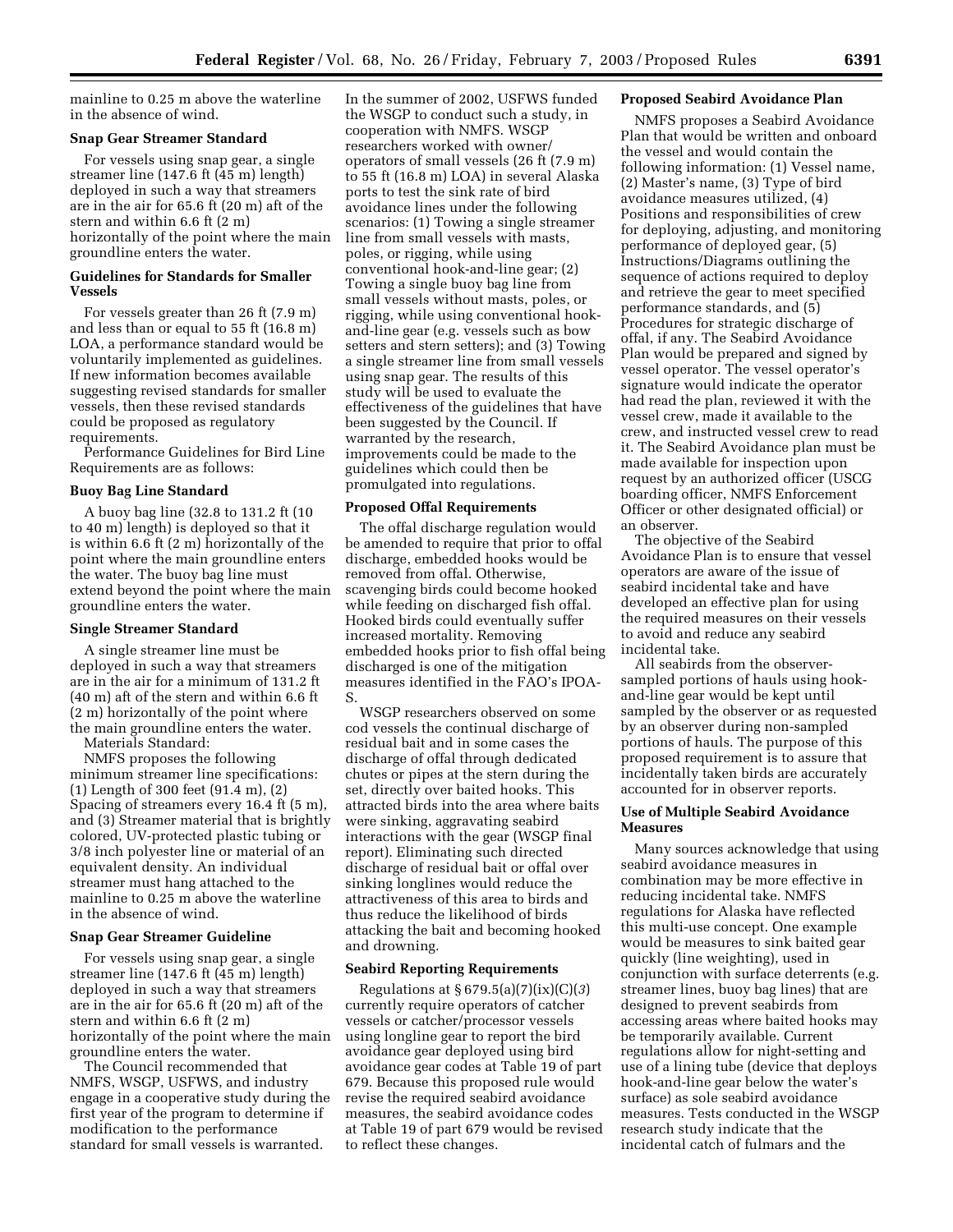mainline to 0.25 m above the waterline in the absence of wind.

### Snap Gear Streamer Standard

For vessels using snap gear, a single streamer line (147.6 ft (45 m) length) deployed in such a way that streamers are in the air for 65.6 ft (20 m) aft of the stern and within 6.6 ft (2 m) horizontally of the point where the main groundline enters the water.

### Guidelines for Standards for Smaller Vessels

For vessels greater than 26 ft (7.9 m) and less than or equal to 55 ft (16.8 m) LOA, a performance standard would be voluntarily implemented as guidelines. If new information becomes available suggesting revised standards for smaller vessels, then these revised standards could be proposed as regulatory requirements.

Performance Guidelines for Bird Line Requirements are as follows:

### Buoy Bag Line Standard

A buoy bag line (32.8 to 131.2 ft (10 to 40 m) length) is deployed so that it is within 6.6 ft (2 m) horizontally of the point where the main groundline enters the water. The buoy bag line must extend beyond the point where the main groundline enters the water.

### Single Streamer Standard

A single streamer line must be deployed in such a way that streamers are in the air for a minimum of 131.2 ft (40 m) aft of the stern and within 6.6 ft (2 m) horizontally of the point where the main groundline enters the water.

Materials Standard:

NMFS proposes the following minimum streamer line specifications: (1) Length of 300 feet (91.4 m), (2) Spacing of streamers every 16.4 ft (5 m), and (3) Streamer material that is brightly colored, UV-protected plastic tubing or 3/8 inch polyester line or material of an equivalent density. An individual streamer must hang attached to the mainline to 0.25 m above the waterline in the absence of wind.

### Snap Gear Streamer Guideline

For vessels using snap gear, a single streamer line (147.6 ft (45 m) length) deployed in such a way that streamers are in the air for 65.6 ft (20 m) aft of the stern and within 6.6 ft (2 m) horizontally of the point where the main groundline enters the water.

The Council recommended that NMFS, WSGP, USFWS, and industry engage in a cooperative study during the first year of the program to determine if modification to the performance standard for small vessels is warranted.

In the summer of 2002, USFWS funded the WSGP to conduct such a study, in cooperation with NMFS. WSGP researchers worked with owner/operators of small vessels (26 ft (7.9 m) to 55 ft (16.8 m) LOA) in several Alaska ports to test the sink rate of bird avoidance lines under the following scenarios: (1) Towing a single streamer line from small vessels with masts, poles, or rigging, while using conventional hook-and-line gear; (2) Towing a single buoy bag line from small vessels without masts, poles, or rigging, while using conventional hook-and-line gear (e.g. vessels such as bow setters and stern setters); and (3) Towing a single streamer line from small vessels using snap gear. The results of this study will be used to evaluate the effectiveness of the guidelines that have been suggested by the Council. If warranted by the research, improvements could be made to the guidelines which could then be promulgated into regulations.

### Proposed Offal Requirements

The offal discharge regulation would be amended to require that prior to offal discharge, embedded hooks would be removed from offal. Otherwise, scavenging birds could become hooked while feeding on discharged fish offal. Hooked birds could eventually suffer increased mortality. Removing embedded hooks prior to fish offal being discharged is one of the mitigation measures identified in the FAO's IPOA-S.

WSGP researchers observed on some cod vessels the continual discharge of residual bait and in some cases the discharge of offal through dedicated chutes or pipes at the stern during the set, directly over baited hooks. This attracted birds into the area where baits were sinking, aggravating seabird interactions with the gear (WSGP final report). Eliminating such directed discharge of residual bait or offal over sinking longlines would reduce the attractiveness of this area to birds and thus reduce the likelihood of birds attacking the bait and becoming hooked and drowning.

### Seabird Reporting Requirements

Regulations at § 679.5(a)(7)(ix)(C)(*3*) currently require operators of catcher vessels or catcher/processor vessels using longline gear to report the bird avoidance gear deployed using bird avoidance gear codes at Table 19 of part 679. Because this proposed rule would revise the required seabird avoidance measures, the seabird avoidance codes at Table 19 of part 679 would be revised to reflect these changes.

### Proposed Seabird Avoidance Plan

NMFS proposes a Seabird Avoidance Plan that would be written and onboard the vessel and would contain the following information: (1) Vessel name, (2) Master's name, (3) Type of bird avoidance measures utilized, (4) Positions and responsibilities of crew for deploying, adjusting, and monitoring performance of deployed gear, (5) Instructions/Diagrams outlining the sequence of actions required to deploy and retrieve the gear to meet specified performance standards, and (5) Procedures for strategic discharge of offal, if any. The Seabird Avoidance Plan would be prepared and signed by vessel operator. The vessel operator's signature would indicate the operator had read the plan, reviewed it with the vessel crew, made it available to the crew, and instructed vessel crew to read it. The Seabird Avoidance plan must be made available for inspection upon request by an authorized officer (USCG boarding officer, NMFS Enforcement Officer or other designated official) or an observer.

The objective of the Seabird Avoidance Plan is to ensure that vessel operators are aware of the issue of seabird incidental take and have developed an effective plan for using the required measures on their vessels to avoid and reduce any seabird incidental take.

All seabirds from the observer-sampled portions of hauls using hook-and-line gear would be kept until sampled by the observer or as requested by an observer during non-sampled portions of hauls. The purpose of this proposed requirement is to assure that incidentally taken birds are accurately accounted for in observer reports.

### Use of Multiple Seabird Avoidance Measures

Many sources acknowledge that using seabird avoidance measures in combination may be more effective in reducing incidental take. NMFS regulations for Alaska have reflected this multi-use concept. One example would be measures to sink baited gear quickly (line weighting), used in conjunction with surface deterrents (e.g. streamer lines, buoy bag lines) that are designed to prevent seabirds from accessing areas where baited hooks may be temporarily available. Current regulations allow for night-setting and use of a lining tube (device that deploys hook-and-line gear below the water's surface) as sole seabird avoidance measures. Tests conducted in the WSGP research study indicate that the incidental catch of fulmars and the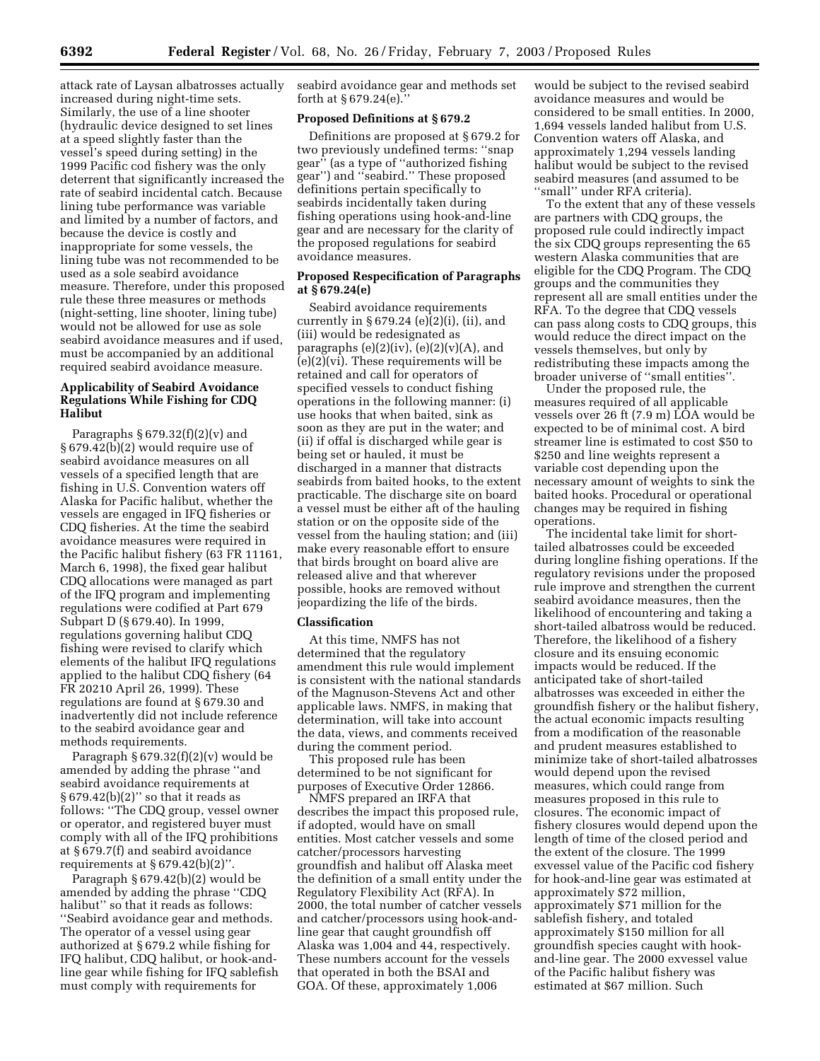attack rate of Laysan albatrosses actually increased during night-time sets. Similarly, the use of a line shooter (hydraulic device designed to set lines at a speed slightly faster than the vessel's speed during setting) in the 1999 Pacific cod fishery was the only deterrent that significantly increased the rate of seabird incidental catch. Because lining tube performance was variable and limited by a number of factors, and because the device is costly and inappropriate for some vessels, the lining tube was not recommended to be used as a sole seabird avoidance measure. Therefore, under this proposed rule these three measures or methods (night-setting, line shooter, lining tube) would not be allowed for use as sole seabird avoidance measures and if used, must be accompanied by an additional required seabird avoidance measure.

**Applicability of Seabird Avoidance Regulations While Fishing for CDQ Halibut**

Paragraphs § 679.32(f)(2)(v) and § 679.42(b)(2) would require use of seabird avoidance measures on all vessels of a specified length that are fishing in U.S. Convention waters off Alaska for Pacific halibut, whether the vessels are engaged in IFQ fisheries or CDQ fisheries. At the time the seabird avoidance measures were required in the Pacific halibut fishery (63 FR 11161, March 6, 1998), the fixed gear halibut CDQ allocations were managed as part of the IFQ program and implementing regulations were codified at Part 679 Subpart D (§ 679.40). In 1999, regulations governing halibut CDQ fishing were revised to clarify which elements of the halibut IFQ regulations applied to the halibut CDQ fishery (64 FR 20210 April 26, 1999). These regulations are found at § 679.30 and inadvertently did not include reference to the seabird avoidance gear and methods requirements.

Paragraph § 679.32(f)(2)(v) would be amended by adding the phrase ''and seabird avoidance requirements at § 679.42(b)(2)'' so that it reads as follows: ''The CDQ group, vessel owner or operator, and registered buyer must comply with all of the IFQ prohibitions at § 679.7(f) and seabird avoidance requirements at § 679.42(b)(2)''.

Paragraph § 679.42(b)(2) would be amended by adding the phrase ''CDQ halibut'' so that it reads as follows: ''Seabird avoidance gear and methods. The operator of a vessel using gear authorized at § 679.2 while fishing for IFQ halibut, CDQ halibut, or hook-and-line gear while fishing for IFQ sablefish must comply with requirements for seabird avoidance gear and methods set forth at § 679.24(e).''

**Proposed Definitions at § 679.2**

Definitions are proposed at § 679.2 for two previously undefined terms: ''snap gear'' (as a type of ''authorized fishing gear'') and ''seabird.'' These proposed definitions pertain specifically to seabirds incidentally taken during fishing operations using hook-and-line gear and are necessary for the clarity of the proposed regulations for seabird avoidance measures.

**Proposed Respecification of Paragraphs at § 679.24(e)**

Seabird avoidance requirements currently in § 679.24 (e)(2)(i), (ii), and (iii) would be redesignated as paragraphs (e)(2)(iv), (e)(2)(v)(A), and (e)(2)(vi). These requirements will be retained and call for operators of specified vessels to conduct fishing operations in the following manner: (i) use hooks that when baited, sink as soon as they are put in the water; and (ii) if offal is discharged while gear is being set or hauled, it must be discharged in a manner that distracts seabirds from baited hooks, to the extent practicable. The discharge site on board a vessel must be either aft of the hauling station or on the opposite side of the vessel from the hauling station; and (iii) make every reasonable effort to ensure that birds brought on board alive are released alive and that wherever possible, hooks are removed without jeopardizing the life of the birds.

**Classification**

At this time, NMFS has not determined that the regulatory amendment this rule would implement is consistent with the national standards of the Magnuson-Stevens Act and other applicable laws. NMFS, in making that determination, will take into account the data, views, and comments received during the comment period.

This proposed rule has been determined to be not significant for purposes of Executive Order 12866.

NMFS prepared an IRFA that describes the impact this proposed rule, if adopted, would have on small entities. Most catcher vessels and some catcher/processors harvesting groundfish and halibut off Alaska meet the definition of a small entity under the Regulatory Flexibility Act (RFA). In 2000, the total number of catcher vessels and catcher/processors using hook-and-line gear that caught groundfish off Alaska was 1,004 and 44, respectively. These numbers account for the vessels that operated in both the BSAI and GOA. Of these, approximately 1,006 would be subject to the revised seabird avoidance measures and would be considered to be small entities. In 2000, 1,694 vessels landed halibut from U.S. Convention waters off Alaska, and approximately 1,294 vessels landing halibut would be subject to the revised seabird measures (and assumed to be ''small'' under RFA criteria).

To the extent that any of these vessels are partners with CDQ groups, the proposed rule could indirectly impact the six CDQ groups representing the 65 western Alaska communities that are eligible for the CDQ Program. The CDQ groups and the communities they represent all are small entities under the RFA. To the degree that CDQ vessels can pass along costs to CDQ groups, this would reduce the direct impact on the vessels themselves, but only by redistributing these impacts among the broader universe of ''small entities''.

Under the proposed rule, the measures required of all applicable vessels over 26 ft (7.9 m) LOA would be expected to be of minimal cost. A bird streamer line is estimated to cost $50 to $250 and line weights represent a variable cost depending upon the necessary amount of weights to sink the baited hooks. Procedural or operational changes may be required in fishing operations.

The incidental take limit for short-tailed albatrosses could be exceeded during longline fishing operations. If the regulatory revisions under the proposed rule improve and strengthen the current seabird avoidance measures, then the likelihood of encountering and taking a short-tailed albatross would be reduced. Therefore, the likelihood of a fishery closure and its ensuing economic impacts would be reduced. If the anticipated take of short-tailed albatrosses was exceeded in either the groundfish fishery or the halibut fishery, the actual economic impacts resulting from a modification of the reasonable and prudent measures established to minimize take of short-tailed albatrosses would depend upon the revised measures, which could range from measures proposed in this rule to closures. The economic impact of fishery closures would depend upon the length of time of the closed period and the extent of the closure. The 1999 exvessel value of the Pacific cod fishery for hook-and-line gear was estimated at approximately $72 million, approximately $71 million for the sablefish fishery, and totaled approximately $150 million for all groundfish species caught with hook-and-line gear. The 2000 exvessel value of the Pacific halibut fishery was estimated at $67 million. Such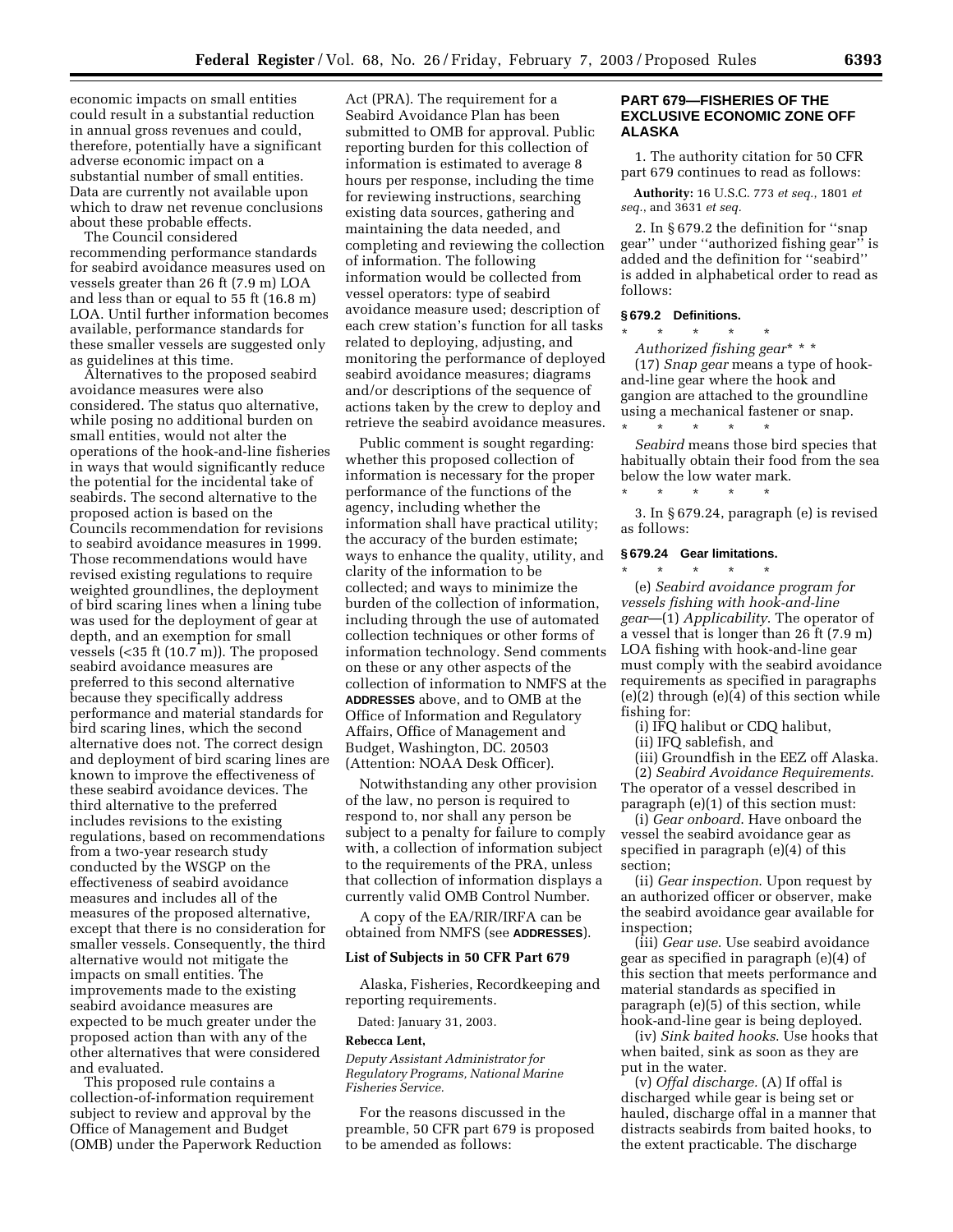economic impacts on small entities could result in a substantial reduction in annual gross revenues and could, therefore, potentially have a significant adverse economic impact on a substantial number of small entities. Data are currently not available upon which to draw net revenue conclusions about these probable effects.

The Council considered recommending performance standards for seabird avoidance measures used on vessels greater than 26 ft (7.9 m) LOA and less than or equal to 55 ft (16.8 m) LOA. Until further information becomes available, performance standards for these smaller vessels are suggested only as guidelines at this time.

Alternatives to the proposed seabird avoidance measures were also considered. The status quo alternative, while posing no additional burden on small entities, would not alter the operations of the hook-and-line fisheries in ways that would significantly reduce the potential for the incidental take of seabirds. The second alternative to the proposed action is based on the Councils recommendation for revisions to seabird avoidance measures in 1999. Those recommendations would have revised existing regulations to require weighted groundlines, the deployment of bird scaring lines when a lining tube was used for the deployment of gear at depth, and an exemption for small vessels (<35 ft (10.7 m)). The proposed seabird avoidance measures are preferred to this second alternative because they specifically address performance and material standards for bird scaring lines, which the second alternative does not. The correct design and deployment of bird scaring lines are known to improve the effectiveness of these seabird avoidance devices. The third alternative to the preferred includes revisions to the existing regulations, based on recommendations from a two-year research study conducted by the WSGP on the effectiveness of seabird avoidance measures and includes all of the measures of the proposed alternative, except that there is no consideration for smaller vessels. Consequently, the third alternative would not mitigate the impacts on small entities. The improvements made to the existing seabird avoidance measures are expected to be much greater under the proposed action than with any of the other alternatives that were considered and evaluated.

This proposed rule contains a collection-of-information requirement subject to review and approval by the Office of Management and Budget (OMB) under the Paperwork Reduction Act (PRA). The requirement for a Seabird Avoidance Plan has been submitted to OMB for approval. Public reporting burden for this collection of information is estimated to average 8 hours per response, including the time for reviewing instructions, searching existing data sources, gathering and maintaining the data needed, and completing and reviewing the collection of information. The following information would be collected from vessel operators: type of seabird avoidance measure used; description of each crew station's function for all tasks related to deploying, adjusting, and monitoring the performance of deployed seabird avoidance measures; diagrams and/or descriptions of the sequence of actions taken by the crew to deploy and retrieve the seabird avoidance measures.

Public comment is sought regarding: whether this proposed collection of information is necessary for the proper performance of the functions of the agency, including whether the information shall have practical utility; the accuracy of the burden estimate; ways to enhance the quality, utility, and clarity of the information to be collected; and ways to minimize the burden of the collection of information, including through the use of automated collection techniques or other forms of information technology. Send comments on these or any other aspects of the collection of information to NMFS at the **ADDRESSES** above, and to OMB at the Office of Information and Regulatory Affairs, Office of Management and Budget, Washington, DC. 20503 (Attention: NOAA Desk Officer).

Notwithstanding any other provision of the law, no person is required to respond to, nor shall any person be subject to a penalty for failure to comply with, a collection of information subject to the requirements of the PRA, unless that collection of information displays a currently valid OMB Control Number.

A copy of the EA/RIR/IRFA can be obtained from NMFS (see **ADDRESSES**).

**List of Subjects in 50 CFR Part 679**

Alaska, Fisheries, Recordkeeping and reporting requirements.

Dated: January 31, 2003.

**Rebecca Lent,**

*Deputy Assistant Administrator for Regulatory Programs, National Marine Fisheries Service.*

For the reasons discussed in the preamble, 50 CFR part 679 is proposed to be amended as follows:

## PART 679—FISHERIES OF THE EXCLUSIVE ECONOMIC ZONE OFF ALASKA

1. The authority citation for 50 CFR part 679 continues to read as follows:

**Authority:** 16 U.S.C. 773 *et seq.*, 1801 *et seq.*, and 3631 *et seq.*

2. In § 679.2 the definition for ''snap gear'' under ''authorized fishing gear'' is added and the definition for ''seabird'' is added in alphabetical order to read as follows:

### § 679.2 Definitions.

\* \* \* \* \*

*Authorized fishing gear*\* \* \*

(17) *Snap gear* means a type of hook-and-line gear where the hook and gangion are attached to the groundline using a mechanical fastener or snap.

\* \* \* \* \*

*Seabird* means those bird species that habitually obtain their food from the sea below the low water mark.

\* \* \* \* \*

3. In § 679.24, paragraph (e) is revised as follows:

### § 679.24 Gear limitations.

\* \* \* \* \*

(e) *Seabird avoidance program for vessels fishing with hook-and-line gear*—(1) *Applicability*. The operator of a vessel that is longer than 26 ft (7.9 m) LOA fishing with hook-and-line gear must comply with the seabird avoidance requirements as specified in paragraphs (e)(2) through (e)(4) of this section while fishing for:

(i) IFQ halibut or CDQ halibut,

(ii) IFQ sablefish, and

(iii) Groundfish in the EEZ off Alaska.

(2) *Seabird Avoidance Requirements*. The operator of a vessel described in paragraph (e)(1) of this section must:

(i) *Gear onboard*. Have onboard the vessel the seabird avoidance gear as specified in paragraph (e)(4) of this section;

(ii) *Gear inspection*. Upon request by an authorized officer or observer, make the seabird avoidance gear available for inspection;

(iii) *Gear use*. Use seabird avoidance gear as specified in paragraph (e)(4) of this section that meets performance and material standards as specified in paragraph (e)(5) of this section, while hook-and-line gear is being deployed.

(iv) *Sink baited hooks*. Use hooks that when baited, sink as soon as they are put in the water.

(v) *Offal discharge.* (A) If offal is discharged while gear is being set or hauled, discharge offal in a manner that distracts seabirds from baited hooks, to the extent practicable. The discharge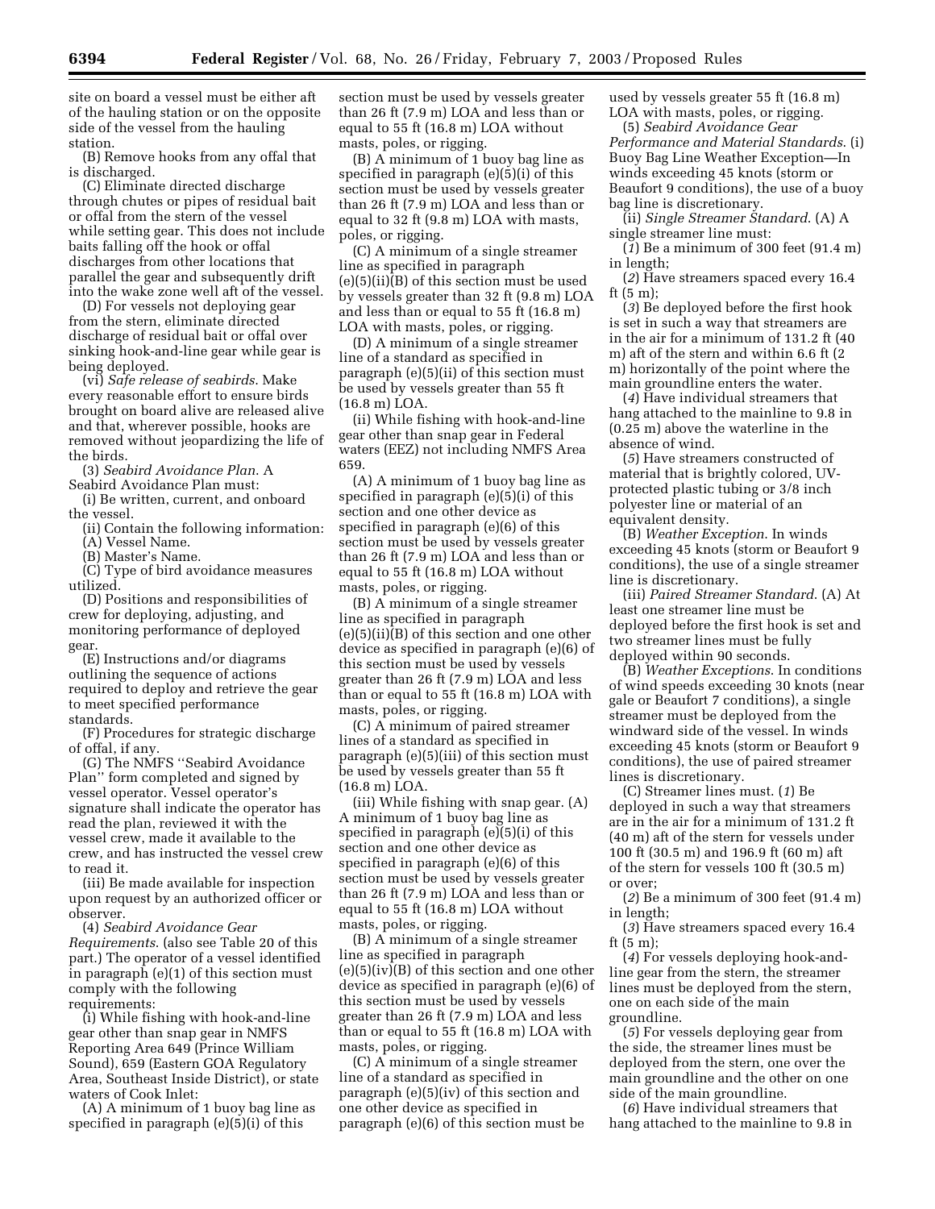site on board a vessel must be either aft of the hauling station or on the opposite side of the vessel from the hauling station.

(B) Remove hooks from any offal that is discharged.

(C) Eliminate directed discharge through chutes or pipes of residual bait or offal from the stern of the vessel while setting gear. This does not include baits falling off the hook or offal discharges from other locations that parallel the gear and subsequently drift into the wake zone well aft of the vessel.

(D) For vessels not deploying gear from the stern, eliminate directed discharge of residual bait or offal over sinking hook-and-line gear while gear is being deployed.

(vi) *Safe release of seabirds.* Make every reasonable effort to ensure birds brought on board alive are released alive and that, wherever possible, hooks are removed without jeopardizing the life of the birds.

(3) *Seabird Avoidance Plan.* A Seabird Avoidance Plan must:

(i) Be written, current, and onboard the vessel.

(ii) Contain the following information:

(A) Vessel Name.

(B) Master's Name.

(C) Type of bird avoidance measures utilized.

(D) Positions and responsibilities of crew for deploying, adjusting, and monitoring performance of deployed gear.

(E) Instructions and/or diagrams outlining the sequence of actions required to deploy and retrieve the gear to meet specified performance standards.

(F) Procedures for strategic discharge of offal, if any.

(G) The NMFS ''Seabird Avoidance Plan'' form completed and signed by vessel operator. Vessel operator's signature shall indicate the operator has read the plan, reviewed it with the vessel crew, made it available to the crew, and has instructed the vessel crew to read it.

(iii) Be made available for inspection upon request by an authorized officer or observer.

(4) *Seabird Avoidance Gear Requirements.* (also see Table 20 of this part.) The operator of a vessel identified in paragraph (e)(1) of this section must comply with the following requirements:

(i) While fishing with hook-and-line gear other than snap gear in NMFS Reporting Area 649 (Prince William Sound), 659 (Eastern GOA Regulatory Area, Southeast Inside District), or state waters of Cook Inlet:

(A) A minimum of 1 buoy bag line as specified in paragraph (e)(5)(i) of this section must be used by vessels greater than 26 ft (7.9 m) LOA and less than or equal to 55 ft (16.8 m) LOA without masts, poles, or rigging.

(B) A minimum of 1 buoy bag line as specified in paragraph (e)(5)(i) of this section must be used by vessels greater than 26 ft (7.9 m) LOA and less than or equal to 32 ft (9.8 m) LOA with masts, poles, or rigging.

(C) A minimum of a single streamer line as specified in paragraph (e)(5)(ii)(B) of this section must be used by vessels greater than 32 ft (9.8 m) LOA and less than or equal to 55 ft (16.8 m) LOA with masts, poles, or rigging.

(D) A minimum of a single streamer line of a standard as specified in paragraph (e)(5)(ii) of this section must be used by vessels greater than 55 ft (16.8 m) LOA.

(ii) While fishing with hook-and-line gear other than snap gear in Federal waters (EEZ) not including NMFS Area 659.

(A) A minimum of 1 buoy bag line as specified in paragraph (e)(5)(i) of this section and one other device as specified in paragraph (e)(6) of this section must be used by vessels greater than 26 ft (7.9 m) LOA and less than or equal to 55 ft (16.8 m) LOA without masts, poles, or rigging.

(B) A minimum of a single streamer line as specified in paragraph (e)(5)(ii)(B) of this section and one other device as specified in paragraph (e)(6) of this section must be used by vessels greater than 26 ft (7.9 m) LOA and less than or equal to 55 ft (16.8 m) LOA with masts, poles, or rigging.

(C) A minimum of paired streamer lines of a standard as specified in paragraph (e)(5)(iii) of this section must be used by vessels greater than 55 ft (16.8 m) LOA.

(iii) While fishing with snap gear. (A) A minimum of 1 buoy bag line as specified in paragraph (e)(5)(i) of this section and one other device as specified in paragraph (e)(6) of this section must be used by vessels greater than 26 ft (7.9 m) LOA and less than or equal to 55 ft (16.8 m) LOA without masts, poles, or rigging.

(B) A minimum of a single streamer line as specified in paragraph (e)(5)(iv)(B) of this section and one other device as specified in paragraph (e)(6) of this section must be used by vessels greater than 26 ft (7.9 m) LOA and less than or equal to 55 ft (16.8 m) LOA with masts, poles, or rigging.

(C) A minimum of a single streamer line of a standard as specified in paragraph (e)(5)(iv) of this section and one other device as specified in paragraph (e)(6) of this section must be used by vessels greater 55 ft (16.8 m) LOA with masts, poles, or rigging.

(5) *Seabird Avoidance Gear Performance and Material Standards.* (i) Buoy Bag Line Weather Exception—In winds exceeding 45 knots (storm or Beaufort 9 conditions), the use of a buoy bag line is discretionary.

(ii) *Single Streamer Standard.* (A) A single streamer line must:

(*1*) Be a minimum of 300 feet (91.4 m) in length;

(*2*) Have streamers spaced every 16.4 ft (5 m);

(*3*) Be deployed before the first hook is set in such a way that streamers are in the air for a minimum of 131.2 ft (40 m) aft of the stern and within 6.6 ft (2 m) horizontally of the point where the main groundline enters the water.

(*4*) Have individual streamers that hang attached to the mainline to 9.8 in (0.25 m) above the waterline in the absence of wind.

(*5*) Have streamers constructed of material that is brightly colored, UV-protected plastic tubing or 3/8 inch polyester line or material of an equivalent density.

(B) *Weather Exception.* In winds exceeding 45 knots (storm or Beaufort 9 conditions), the use of a single streamer line is discretionary.

(iii) *Paired Streamer Standard.* (A) At least one streamer line must be deployed before the first hook is set and two streamer lines must be fully deployed within 90 seconds.

(B) *Weather Exceptions.* In conditions of wind speeds exceeding 30 knots (near gale or Beaufort 7 conditions), a single streamer must be deployed from the windward side of the vessel. In winds exceeding 45 knots (storm or Beaufort 9 conditions), the use of paired streamer lines is discretionary.

(C) Streamer lines must. (*1*) Be deployed in such a way that streamers are in the air for a minimum of 131.2 ft (40 m) aft of the stern for vessels under 100 ft (30.5 m) and 196.9 ft (60 m) aft of the stern for vessels 100 ft (30.5 m) or over;

(*2*) Be a minimum of 300 feet (91.4 m) in length;

(*3*) Have streamers spaced every 16.4 ft (5 m);

(*4*) For vessels deploying hook-and-line gear from the stern, the streamer lines must be deployed from the stern, one on each side of the main groundline.

(*5*) For vessels deploying gear from the side, the streamer lines must be deployed from the stern, one over the main groundline and the other on one side of the main groundline.

(*6*) Have individual streamers that hang attached to the mainline to 9.8 in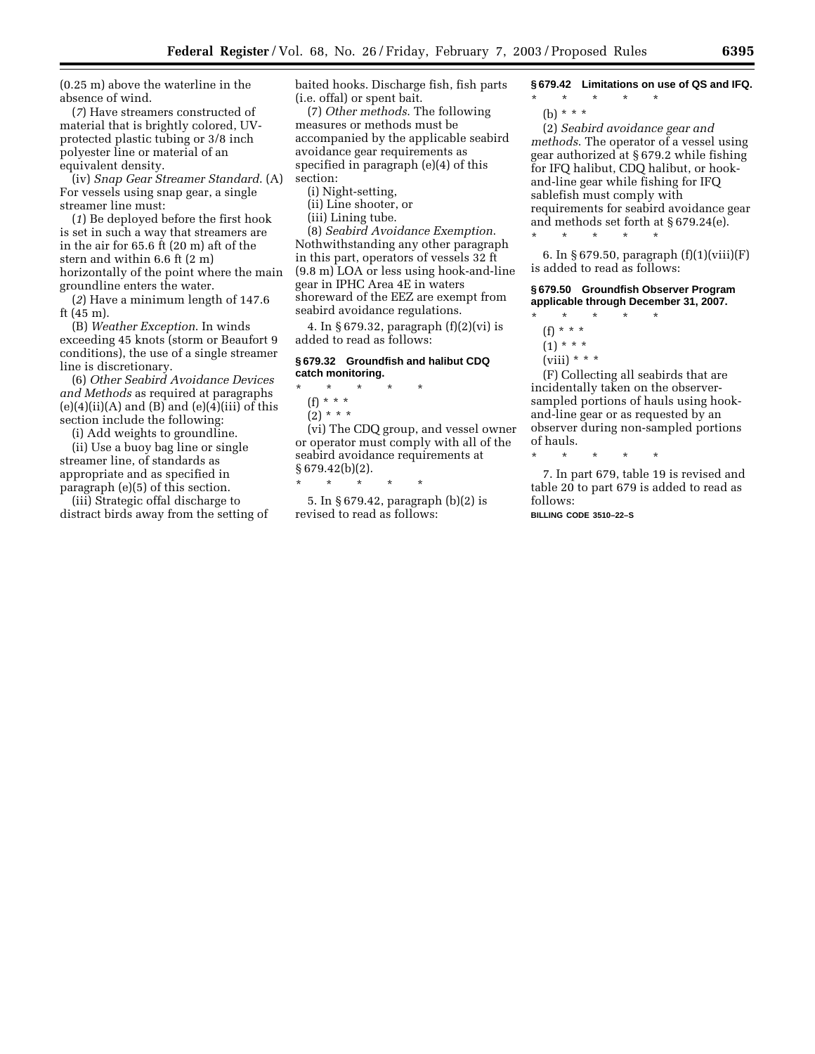(0.25 m) above the waterline in the absence of wind.

(*7*) Have streamers constructed of material that is brightly colored, UV-protected plastic tubing or 3/8 inch polyester line or material of an equivalent density.

(iv) *Snap Gear Streamer Standard*. (A) For vessels using snap gear, a single streamer line must:

(*1*) Be deployed before the first hook is set in such a way that streamers are in the air for 65.6 ft (20 m) aft of the stern and within 6.6 ft (2 m) horizontally of the point where the main groundline enters the water.

(*2*) Have a minimum length of 147.6 ft (45 m).

(B) *Weather Exception*. In winds exceeding 45 knots (storm or Beaufort 9 conditions), the use of a single streamer line is discretionary.

(6) *Other Seabird Avoidance Devices and Methods* as required at paragraphs (e)(4)(ii)(A) and (B) and (e)(4)(iii) of this section include the following:

(i) Add weights to groundline.

(ii) Use a buoy bag line or single streamer line, of standards as appropriate and as specified in paragraph (e)(5) of this section.

(iii) Strategic offal discharge to distract birds away from the setting of baited hooks. Discharge fish, fish parts (i.e. offal) or spent bait.

(7) *Other methods*. The following measures or methods must be accompanied by the applicable seabird avoidance gear requirements as specified in paragraph (e)(4) of this section:

(i) Night-setting,

(ii) Line shooter, or

(iii) Lining tube.

(8) *Seabird Avoidance Exemption*. Nothwithstanding any other paragraph in this part, operators of vessels 32 ft (9.8 m) LOA or less using hook-and-line gear in IPHC Area 4E in waters shoreward of the EEZ are exempt from seabird avoidance regulations.

4. In § 679.32, paragraph (f)(2)(vi) is added to read as follows:

**§ 679.32 Groundfish and halibut CDQ catch monitoring.**

\* \* \* \* \*

(f) \* \* \*

(2) \* \* \*

(vi) The CDQ group, and vessel owner or operator must comply with all of the seabird avoidance requirements at § 679.42(b)(2).

\* \* \* \* \*

5. In § 679.42, paragraph (b)(2) is revised to read as follows:

**§ 679.42 Limitations on use of QS and IFQ.**

\* \* \* \* \*

(b) \* \* \*

(2) *Seabird avoidance gear and methods*. The operator of a vessel using gear authorized at § 679.2 while fishing for IFQ halibut, CDQ halibut, or hook-and-line gear while fishing for IFQ sablefish must comply with requirements for seabird avoidance gear and methods set forth at § 679.24(e).

\* \* \* \* \*

6. In § 679.50, paragraph (f)(1)(viii)(F) is added to read as follows:

**§ 679.50 Groundfish Observer Program applicable through December 31, 2007.**

\* \* \* \* \*

(f) \* \* \*

(1) \* \* \*

(viii) \* \* \*

(F) Collecting all seabirds that are incidentally taken on the observer-sampled portions of hauls using hook-and-line gear or as requested by an observer during non-sampled portions of hauls.

\* \* \* \* \*

7. In part 679, table 19 is revised and table 20 to part 679 is added to read as follows:

BILLING CODE 3510–22–S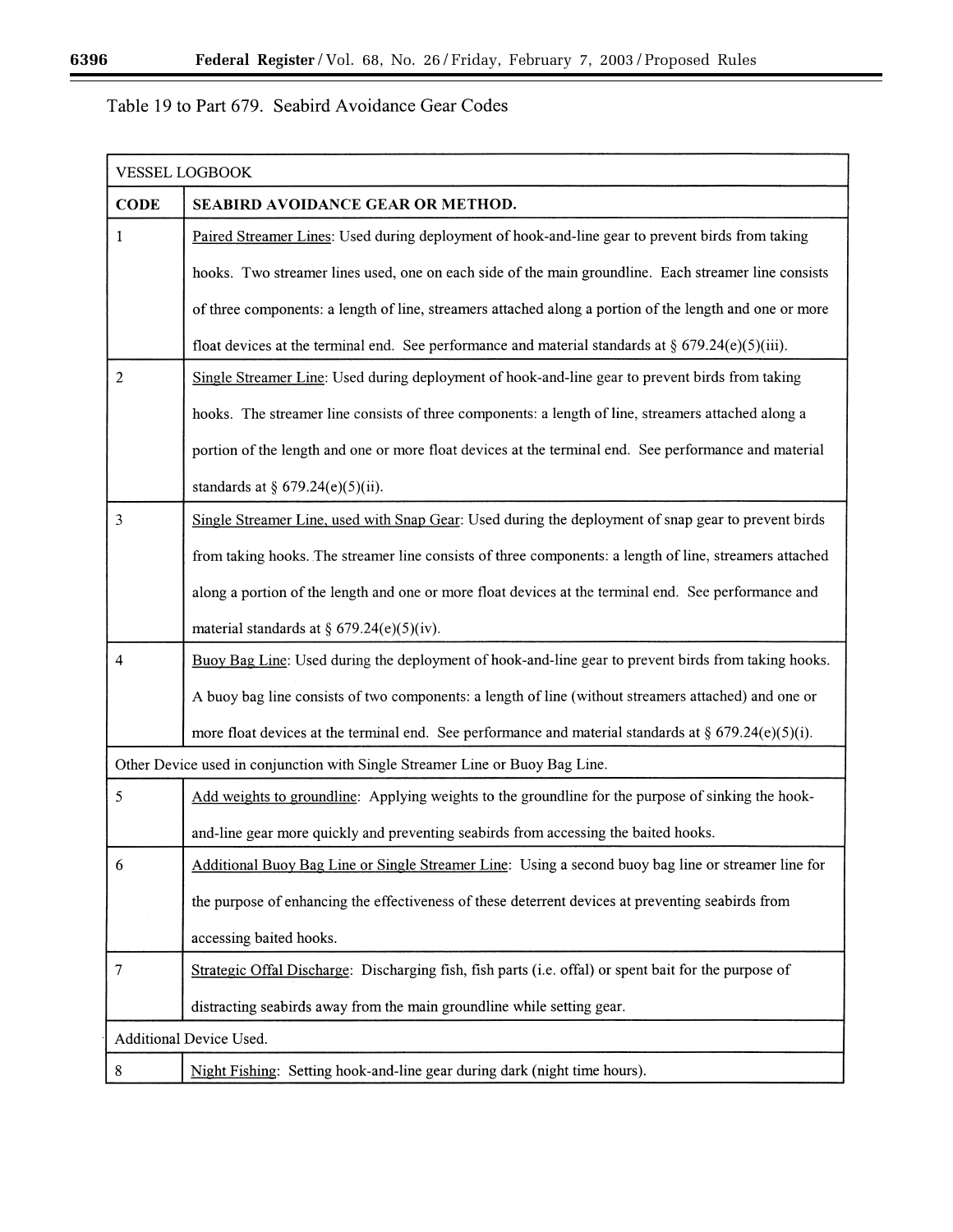Table 19 to Part 679. Seabird Avoidance Gear Codes

| VESSEL LOGBOOK | |
|---|---|
| **CODE** | **SEABIRD AVOIDANCE GEAR OR METHOD.** |
| 1 | Paired Streamer Lines: Used during deployment of hook-and-line gear to prevent birds from taking hooks. Two streamer lines used, one on each side of the main groundline. Each streamer line consists of three components: a length of line, streamers attached along a portion of the length and one or more float devices at the terminal end. See performance and material standards at § 679.24(e)(5)(iii). |
| 2 | Single Streamer Line: Used during deployment of hook-and-line gear to prevent birds from taking hooks. The streamer line consists of three components: a length of line, streamers attached along a portion of the length and one or more float devices at the terminal end. See performance and material standards at § 679.24(e)(5)(ii). |
| 3 | Single Streamer Line, used with Snap Gear: Used during the deployment of snap gear to prevent birds from taking hooks. The streamer line consists of three components: a length of line, streamers attached along a portion of the length and one or more float devices at the terminal end. See performance and material standards at § 679.24(e)(5)(iv). |
| 4 | Buoy Bag Line: Used during the deployment of hook-and-line gear to prevent birds from taking hooks. A buoy bag line consists of two components: a length of line (without streamers attached) and one or more float devices at the terminal end. See performance and material standards at § 679.24(e)(5)(i). |
| Other Device used in conjunction with Single Streamer Line or Buoy Bag Line. | |
| 5 | Add weights to groundline: Applying weights to the groundline for the purpose of sinking the hook-and-line gear more quickly and preventing seabirds from accessing the baited hooks. |
| 6 | Additional Buoy Bag Line or Single Streamer Line: Using a second buoy bag line or streamer line for the purpose of enhancing the effectiveness of these deterrent devices at preventing seabirds from accessing baited hooks. |
| 7 | Strategic Offal Discharge: Discharging fish, fish parts (i.e. offal) or spent bait for the purpose of distracting seabirds away from the main groundline while setting gear. |
| Additional Device Used. | |
| 8 | Night Fishing: Setting hook-and-line gear during dark (night time hours). |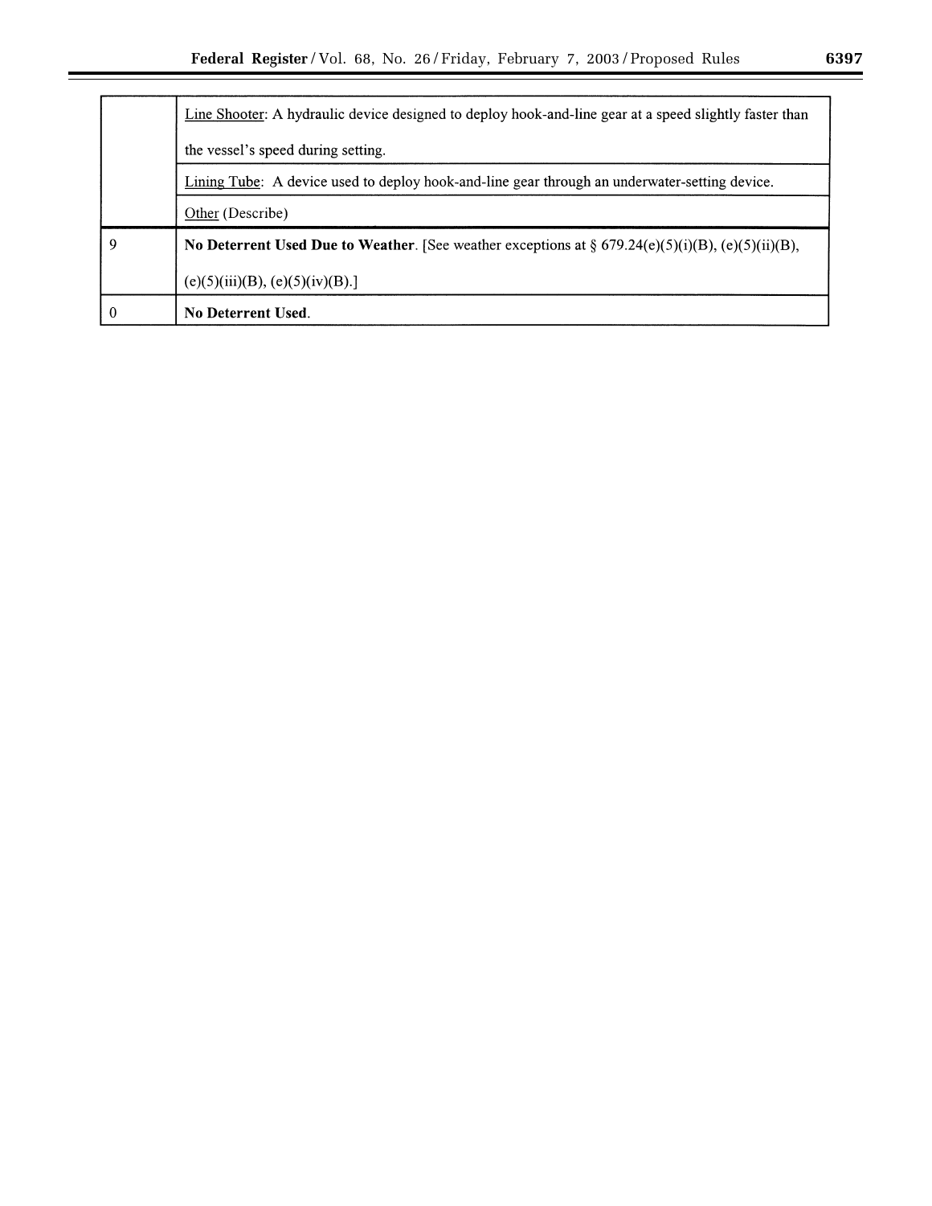| | |
|---|---|
| | Line Shooter: A hydraulic device designed to deploy hook-and-line gear at a speed slightly faster than the vessel's speed during setting. |
| | Lining Tube: A device used to deploy hook-and-line gear through an underwater-setting device. |
| | Other (Describe) |
| 9 | **No Deterrent Used Due to Weather**. [See weather exceptions at § 679.24(e)(5)(i)(B), (e)(5)(ii)(B), (e)(5)(iii)(B), (e)(5)(iv)(B).] |
| 0 | **No Deterrent Used**. |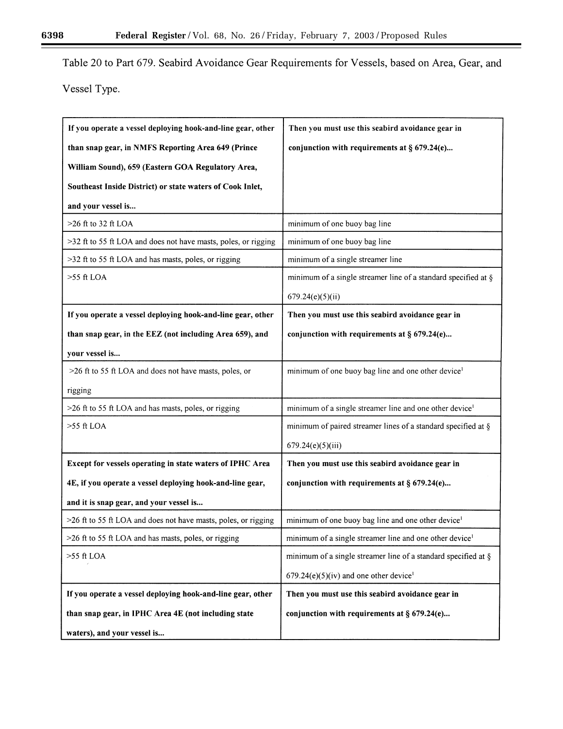Table 20 to Part 679. Seabird Avoidance Gear Requirements for Vessels, based on Area, Gear, and Vessel Type.

| **If you operate a vessel deploying hook-and-line gear, other than snap gear, in NMFS Reporting Area 649 (Prince William Sound), 659 (Eastern GOA Regulatory Area, Southeast Inside District) or state waters of Cook Inlet, and your vessel is...** | **Then you must use this seabird avoidance gear in conjunction with requirements at § 679.24(e)...** |
| --- | --- |
| >26 ft to 32 ft LOA | minimum of one buoy bag line |
| >32 ft to 55 ft LOA and does not have masts, poles, or rigging | minimum of one buoy bag line |
| >32 ft to 55 ft LOA and has masts, poles, or rigging | minimum of a single streamer line |
| >55 ft LOA | minimum of a single streamer line of a standard specified at § 679.24(e)(5)(ii) |
| **If you operate a vessel deploying hook-and-line gear, other than snap gear, in the EEZ (not including Area 659), and your vessel is...** | **Then you must use this seabird avoidance gear in conjunction with requirements at § 679.24(e)...** |
| >26 ft to 55 ft LOA and does not have masts, poles, or rigging | minimum of one buoy bag line and one other device[1] |
| >26 ft to 55 ft LOA and has masts, poles, or rigging | minimum of a single streamer line and one other device[1] |
| >55 ft LOA | minimum of paired streamer lines of a standard specified at § 679.24(e)(5)(iii) |
| **Except for vessels operating in state waters of IPHC Area 4E, if you operate a vessel deploying hook-and-line gear, and it is snap gear, and your vessel is...** | **Then you must use this seabird avoidance gear in conjunction with requirements at § 679.24(e)...** |
| >26 ft to 55 ft LOA and does not have masts, poles, or rigging | minimum of one buoy bag line and one other device[1] |
| >26 ft to 55 ft LOA and has masts, poles, or rigging | minimum of a single streamer line and one other device[1] |
| >55 ft LOA | minimum of a single streamer line of a standard specified at § 679.24(e)(5)(iv) and one other device[1] |
| **If you operate a vessel deploying hook-and-line gear, other than snap gear, in IPHC Area 4E (not including state waters), and your vessel is...** | **Then you must use this seabird avoidance gear in conjunction with requirements at § 679.24(e)...** |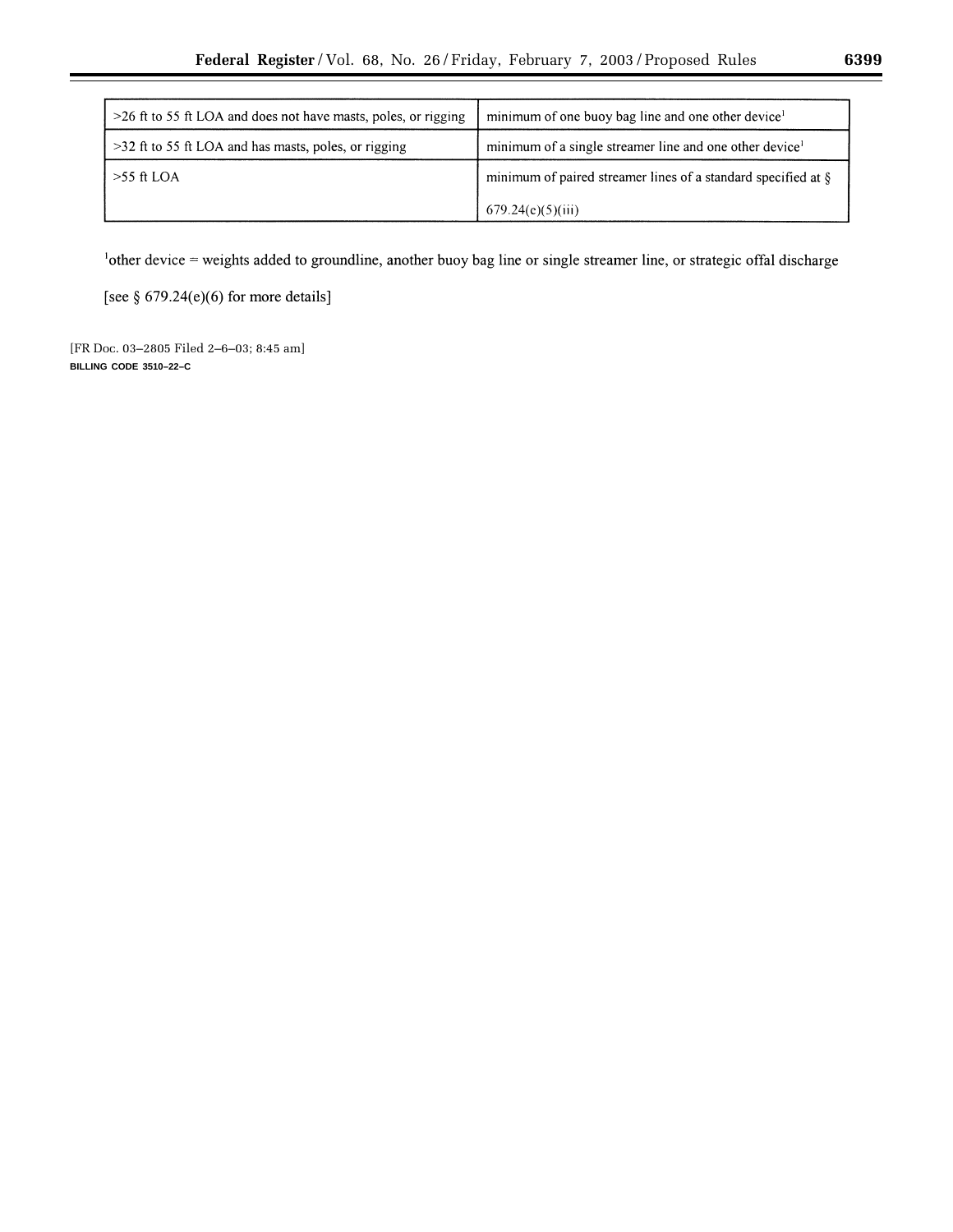| | |
|---|---|
| >26 ft to 55 ft LOA and does not have masts, poles, or rigging | minimum of one buoy bag line and one other device[1] |
| >32 ft to 55 ft LOA and has masts, poles, or rigging | minimum of a single streamer line and one other device[1] |
| >55 ft LOA | minimum of paired streamer lines of a standard specified at § 679.24(e)(5)(iii) |

[1]other device = weights added to groundline, another buoy bag line or single streamer line, or strategic offal discharge

[see § 679.24(e)(6) for more details]

[FR Doc. 03–2805 Filed 2–6–03; 8:45 am]

**BILLING CODE 3510–22–C**